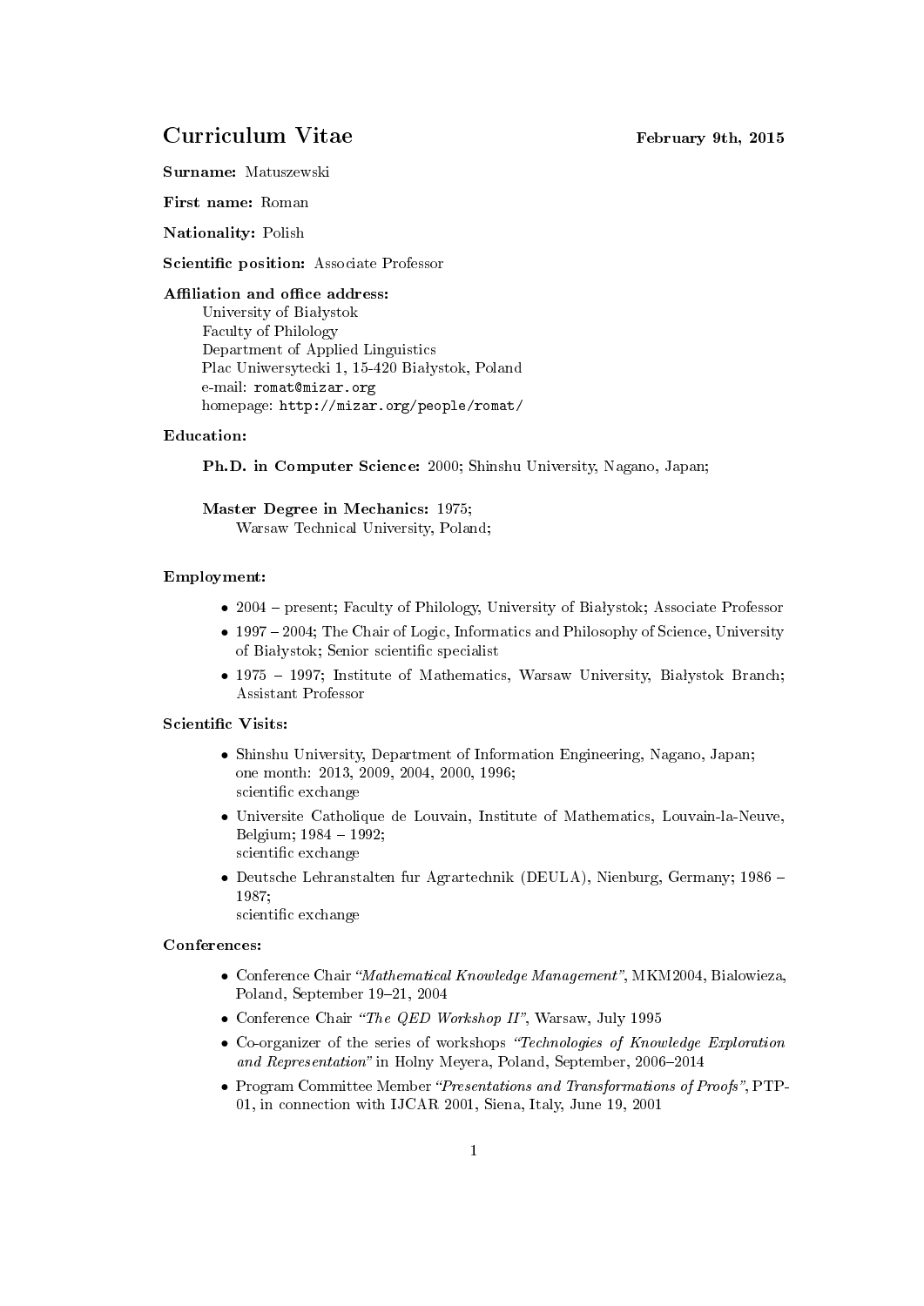# Curriculum Vitae

**February 9th, 2015**

**Surname:** Matuszewski

**First name:** Roman

**Nationality:** Polish

**Scientific position:** Associate Professor

**Affiliation and office address:**
University of Białystok
Faculty of Philology
Department of Applied Linguistics
Plac Uniwersytecki 1, 15-420 Białystok, Poland
e-mail: romat@mizar.org
homepage: http://mizar.org/people/romat/

**Education:**

**Ph.D. in Computer Science:** 2000; Shinshu University, Nagano, Japan;

**Master Degree in Mechanics:** 1975;
Warsaw Technical University, Poland;

**Employment:**

- 2004 – present; Faculty of Philology, University of Białystok; Associate Professor
- 1997 – 2004; The Chair of Logic, Informatics and Philosophy of Science, University of Białystok; Senior scientific specialist
- 1975 – 1997; Institute of Mathematics, Warsaw University, Białystok Branch; Assistant Professor

**Scientific Visits:**

- Shinshu University, Department of Information Engineering, Nagano, Japan; one month: 2013, 2009, 2004, 2000, 1996;
  scientific exchange
- Universite Catholique de Louvain, Institute of Mathematics, Louvain-la-Neuve, Belgium; 1984 – 1992;
  scientific exchange
- Deutsche Lehranstalten fur Agrartechnik (DEULA), Nienburg, Germany; 1986 – 1987;
  scientific exchange

**Conferences:**

- Conference Chair *"Mathematical Knowledge Management"*, MKM2004, Bialowieza, Poland, September 19–21, 2004
- Conference Chair *"The QED Workshop II"*, Warsaw, July 1995
- Co-organizer of the series of workshops *"Technologies of Knowledge Exploration and Representation"* in Holny Meyera, Poland, September, 2006–2014
- Program Committee Member *"Presentations and Transformations of Proofs"*, PTP-01, in connection with IJCAR 2001, Siena, Italy, June 19, 2001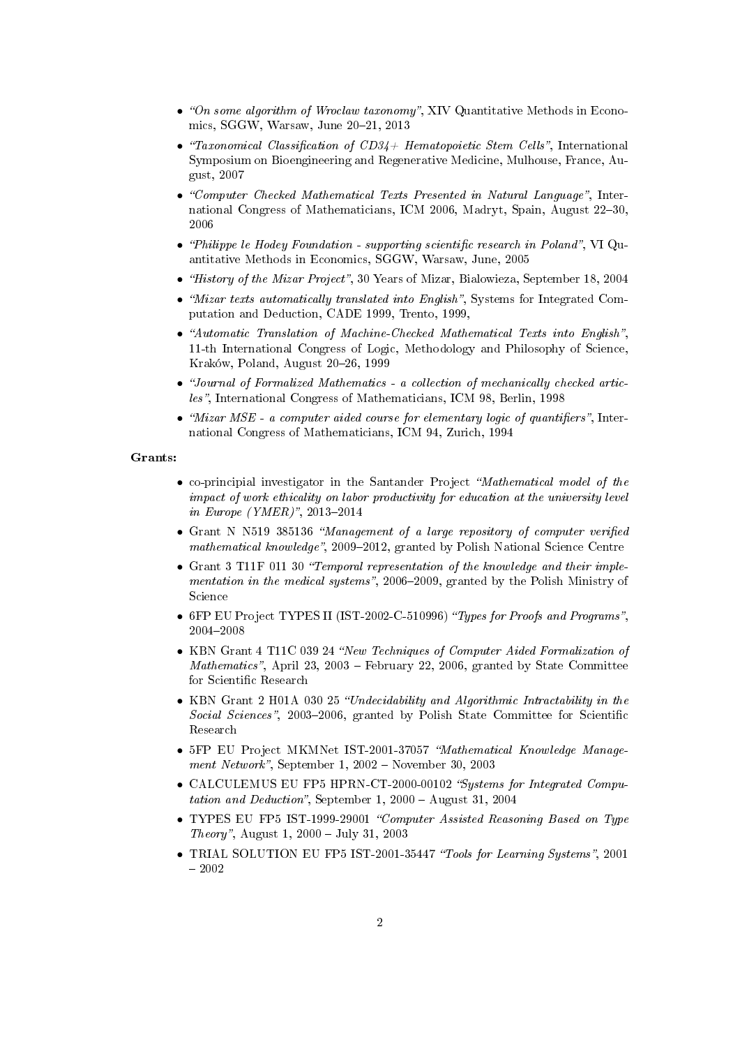- *"On some algorithm of Wroclaw taxonomy"*, XIV Quantitative Methods in Economics, SGGW, Warsaw, June 20–21, 2013
- *"Taxonomical Classification of CD34+ Hematopoietic Stem Cells"*, International Symposium on Bioengineering and Regenerative Medicine, Mulhouse, France, August, 2007
- *"Computer Checked Mathematical Texts Presented in Natural Language"*, International Congress of Mathematicians, ICM 2006, Madryt, Spain, August 22–30, 2006
- *"Philippe le Hodey Foundation - supporting scientific research in Poland"*, VI Quantitative Methods in Economics, SGGW, Warsaw, June, 2005
- *"History of the Mizar Project"*, 30 Years of Mizar, Bialowieza, September 18, 2004
- *"Mizar texts automatically translated into English"*, Systems for Integrated Computation and Deduction, CADE 1999, Trento, 1999,
- *"Automatic Translation of Machine-Checked Mathematical Texts into English"*, 11-th International Congress of Logic, Methodology and Philosophy of Science, Kraków, Poland, August 20–26, 1999
- *"Journal of Formalized Mathematics - a collection of mechanically checked articles"*, International Congress of Mathematicians, ICM 98, Berlin, 1998
- *"Mizar MSE - a computer aided course for elementary logic of quantifiers"*, International Congress of Mathematicians, ICM 94, Zurich, 1994

**Grants:**

- co-principial investigator in the Santander Project *"Mathematical model of the impact of work ethicality on labor productivity for education at the university level in Europe (YMER)"*, 2013–2014
- Grant N N519 385136 *"Management of a large repository of computer verified mathematical knowledge"*, 2009–2012, granted by Polish National Science Centre
- Grant 3 T11F 011 30 *"Temporal representation of the knowledge and their implementation in the medical systems"*, 2006–2009, granted by the Polish Ministry of Science
- 6FP EU Project TYPES II (IST-2002-C-510996) *"Types for Proofs and Programs"*, 2004–2008
- KBN Grant 4 T11C 039 24 *"New Techniques of Computer Aided Formalization of Mathematics"*, April 23, 2003 – February 22, 2006, granted by State Committee for Scientific Research
- KBN Grant 2 H01A 030 25 *"Undecidability and Algorithmic Intractability in the Social Sciences"*, 2003–2006, granted by Polish State Committee for Scientific Research
- 5FP EU Project MKMNet IST-2001-37057 *"Mathematical Knowledge Management Network"*, September 1, 2002 – November 30, 2003
- CALCULEMUS EU FP5 HPRN-CT-2000-00102 *"Systems for Integrated Computation and Deduction"*, September 1, 2000 – August 31, 2004
- TYPES EU FP5 IST-1999-29001 *"Computer Assisted Reasoning Based on Type Theory"*, August 1, 2000 – July 31, 2003
- TRIAL SOLUTION EU FP5 IST-2001-35447 *"Tools for Learning Systems"*, 2001 – 2002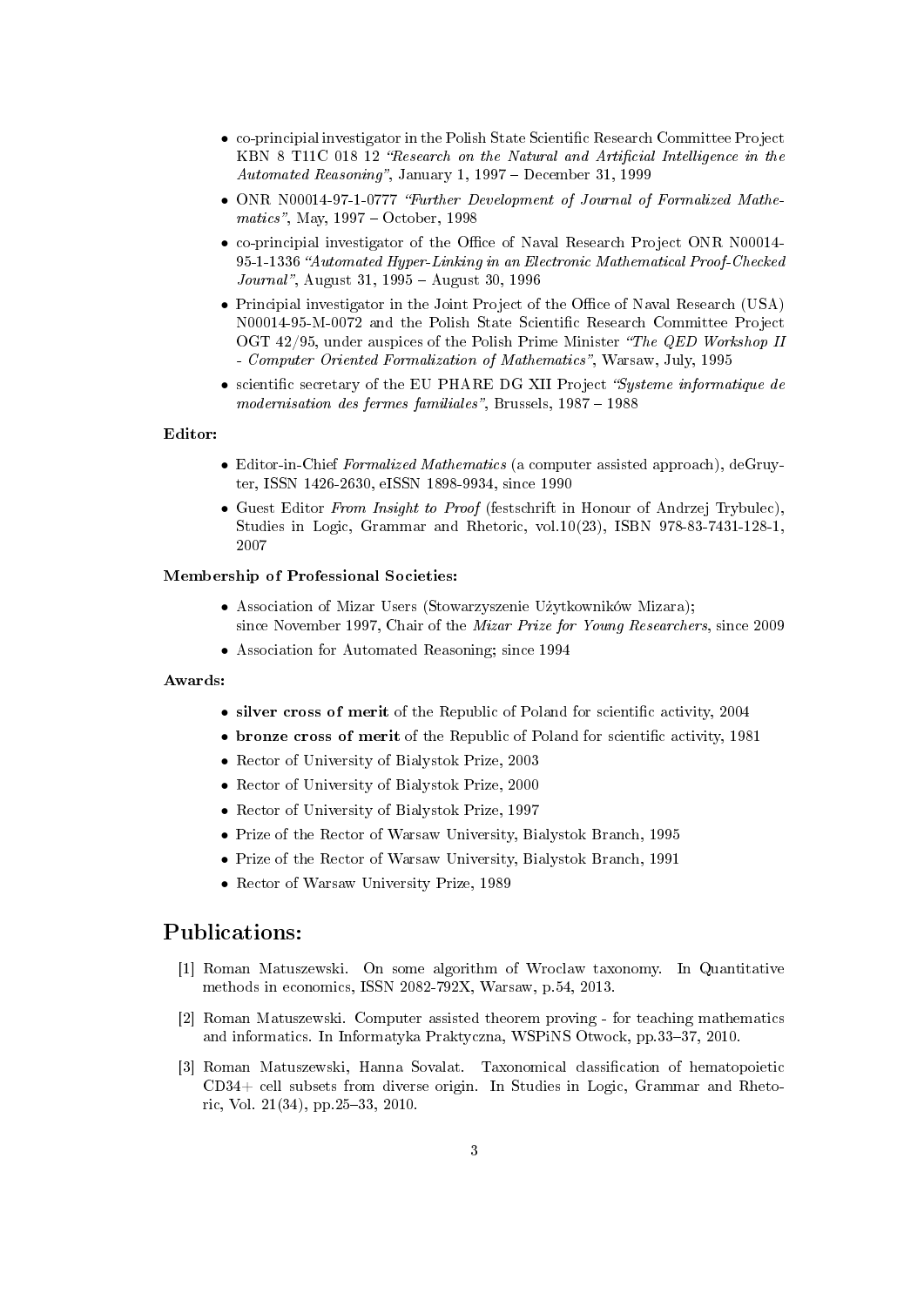- co-principial investigator in the Polish State Scientific Research Committee Project KBN 8 T11C 018 12 *"Research on the Natural and Artificial Intelligence in the Automated Reasoning"*, January 1, 1997 – December 31, 1999
- ONR N00014-97-1-0777 *"Further Development of Journal of Formalized Mathematics"*, May, 1997 – October, 1998
- co-principial investigator of the Office of Naval Research Project ONR N00014-95-1-1336 *"Automated Hyper-Linking in an Electronic Mathematical Proof-Checked Journal"*, August 31, 1995 – August 30, 1996
- Principial investigator in the Joint Project of the Office of Naval Research (USA) N00014-95-M-0072 and the Polish State Scientific Research Committee Project OGT 42/95, under auspices of the Polish Prime Minister *"The QED Workshop II - Computer Oriented Formalization of Mathematics"*, Warsaw, July, 1995
- scientific secretary of the EU PHARE DG XII Project *"Systeme informatique de modernisation des fermes familiales"*, Brussels, 1987 – 1988

**Editor:**

- Editor-in-Chief *Formalized Mathematics* (a computer assisted approach), deGruyter, ISSN 1426-2630, eISSN 1898-9934, since 1990
- Guest Editor *From Insight to Proof* (festschrift in Honour of Andrzej Trybulec), Studies in Logic, Grammar and Rhetoric, vol.10(23), ISBN 978-83-7431-128-1, 2007

**Membership of Professional Societies:**

- Association of Mizar Users (Stowarzyszenie Użytkowników Mizara); since November 1997, Chair of the *Mizar Prize for Young Researchers*, since 2009
- Association for Automated Reasoning; since 1994

**Awards:**

- **silver cross of merit** of the Republic of Poland for scientific activity, 2004
- **bronze cross of merit** of the Republic of Poland for scientific activity, 1981
- Rector of University of Bialystok Prize, 2003
- Rector of University of Bialystok Prize, 2000
- Rector of University of Bialystok Prize, 1997
- Prize of the Rector of Warsaw University, Bialystok Branch, 1995
- Prize of the Rector of Warsaw University, Bialystok Branch, 1991
- Rector of Warsaw University Prize, 1989

## Publications:

[1] Roman Matuszewski. On some algorithm of Wroclaw taxonomy. In Quantitative methods in economics, ISSN 2082-792X, Warsaw, p.54, 2013.

[2] Roman Matuszewski. Computer assisted theorem proving - for teaching mathematics and informatics. In Informatyka Praktyczna, WSPiNS Otwock, pp.33–37, 2010.

[3] Roman Matuszewski, Hanna Sovalat. Taxonomical classification of hematopoietic CD34+ cell subsets from diverse origin. In Studies in Logic, Grammar and Rhetoric, Vol. 21(34), pp.25–33, 2010.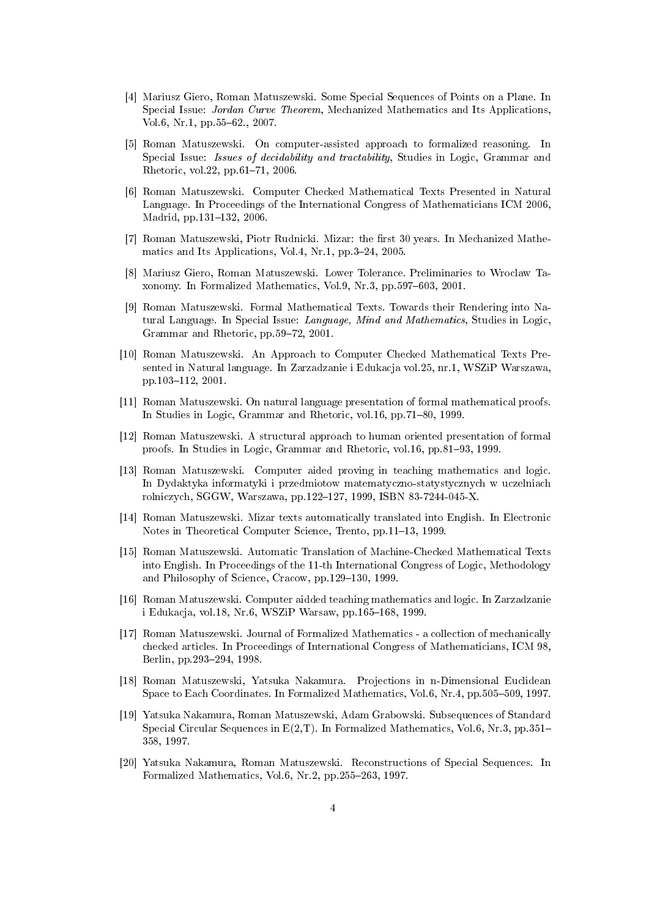[4] Mariusz Giero, Roman Matuszewski. Some Special Sequences of Points on a Plane. In Special Issue: *Jordan Curve Theorem*, Mechanized Mathematics and Its Applications, Vol.6, Nr.1, pp.55–62., 2007.

[5] Roman Matuszewski. On computer-assisted approach to formalized reasoning. In Special Issue: *Issues of decidability and tractability*, Studies in Logic, Grammar and Rhetoric, vol.22, pp.61–71, 2006.

[6] Roman Matuszewski. Computer Checked Mathematical Texts Presented in Natural Language. In Proceedings of the International Congress of Mathematicians ICM 2006, Madrid, pp.131–132, 2006.

[7] Roman Matuszewski, Piotr Rudnicki. Mizar: the first 30 years. In Mechanized Mathematics and Its Applications, Vol.4, Nr.1, pp.3–24, 2005.

[8] Mariusz Giero, Roman Matuszewski. Lower Tolerance. Preliminaries to Wroclaw Taxonomy. In Formalized Mathematics, Vol.9, Nr.3, pp.597–603, 2001.

[9] Roman Matuszewski. Formal Mathematical Texts. Towards their Rendering into Natural Language. In Special Issue: *Language, Mind and Mathematics*, Studies in Logic, Grammar and Rhetoric, pp.59–72, 2001.

[10] Roman Matuszewski. An Approach to Computer Checked Mathematical Texts Presented in Natural language. In Zarzadzanie i Edukacja vol.25, nr.1, WSZiP Warszawa, pp.103–112, 2001.

[11] Roman Matuszewski. On natural language presentation of formal mathematical proofs. In Studies in Logic, Grammar and Rhetoric, vol.16, pp.71–80, 1999.

[12] Roman Matuszewski. A structural approach to human oriented presentation of formal proofs. In Studies in Logic, Grammar and Rhetoric, vol.16, pp.81–93, 1999.

[13] Roman Matuszewski. Computer aided proving in teaching mathematics and logic. In Dydaktyka informatyki i przedmiotow matematyczno-statystycznych w uczelniach rolniczych, SGGW, Warszawa, pp.122–127, 1999, ISBN 83-7244-045-X.

[14] Roman Matuszewski. Mizar texts automatically translated into English. In Electronic Notes in Theoretical Computer Science, Trento, pp.11–13, 1999.

[15] Roman Matuszewski. Automatic Translation of Machine-Checked Mathematical Texts into English. In Proceedings of the 11-th International Congress of Logic, Methodology and Philosophy of Science, Cracow, pp.129–130, 1999.

[16] Roman Matuszewski. Computer aidded teaching mathematics and logic. In Zarzadzanie i Edukacja, vol.18, Nr.6, WSZiP Warsaw, pp.165–168, 1999.

[17] Roman Matuszewski. Journal of Formalized Mathematics - a collection of mechanically checked articles. In Proceedings of International Congress of Mathematicians, ICM 98, Berlin, pp.293–294, 1998.

[18] Roman Matuszewski, Yatsuka Nakamura. Projections in n-Dimensional Euclidean Space to Each Coordinates. In Formalized Mathematics, Vol.6, Nr.4, pp.505–509, 1997.

[19] Yatsuka Nakamura, Roman Matuszewski, Adam Grabowski. Subsequences of Standard Special Circular Sequences in E(2,T). In Formalized Mathematics, Vol.6, Nr.3, pp.351–358, 1997.

[20] Yatsuka Nakamura, Roman Matuszewski. Reconstructions of Special Sequences. In Formalized Mathematics, Vol.6, Nr.2, pp.255–263, 1997.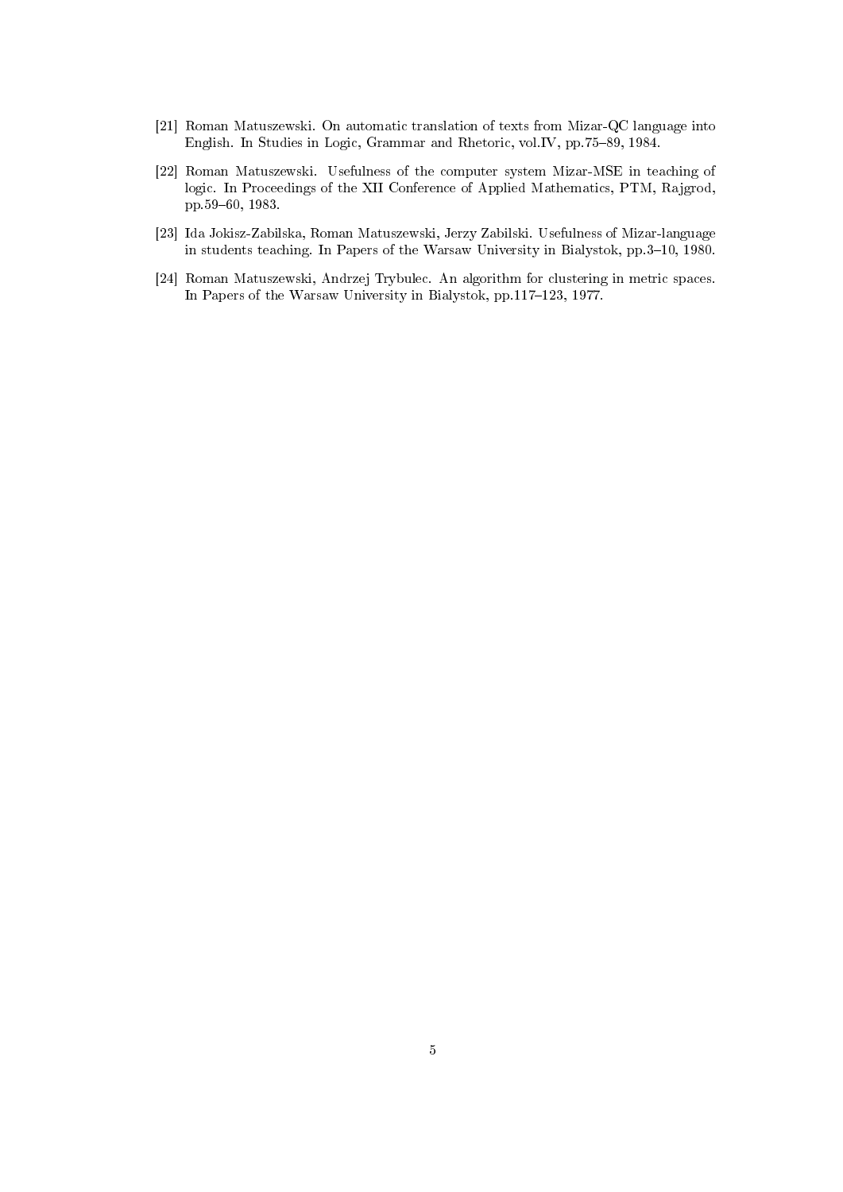[21] Roman Matuszewski. On automatic translation of texts from Mizar-QC language into English. In Studies in Logic, Grammar and Rhetoric, vol.IV, pp.75–89, 1984.

[22] Roman Matuszewski. Usefulness of the computer system Mizar-MSE in teaching of logic. In Proceedings of the XII Conference of Applied Mathematics, PTM, Rajgrod, pp.59–60, 1983.

[23] Ida Jokisz-Zabilska, Roman Matuszewski, Jerzy Zabilski. Usefulness of Mizar-language in students teaching. In Papers of the Warsaw University in Bialystok, pp.3–10, 1980.

[24] Roman Matuszewski, Andrzej Trybulec. An algorithm for clustering in metric spaces. In Papers of the Warsaw University in Bialystok, pp.117–123, 1977.